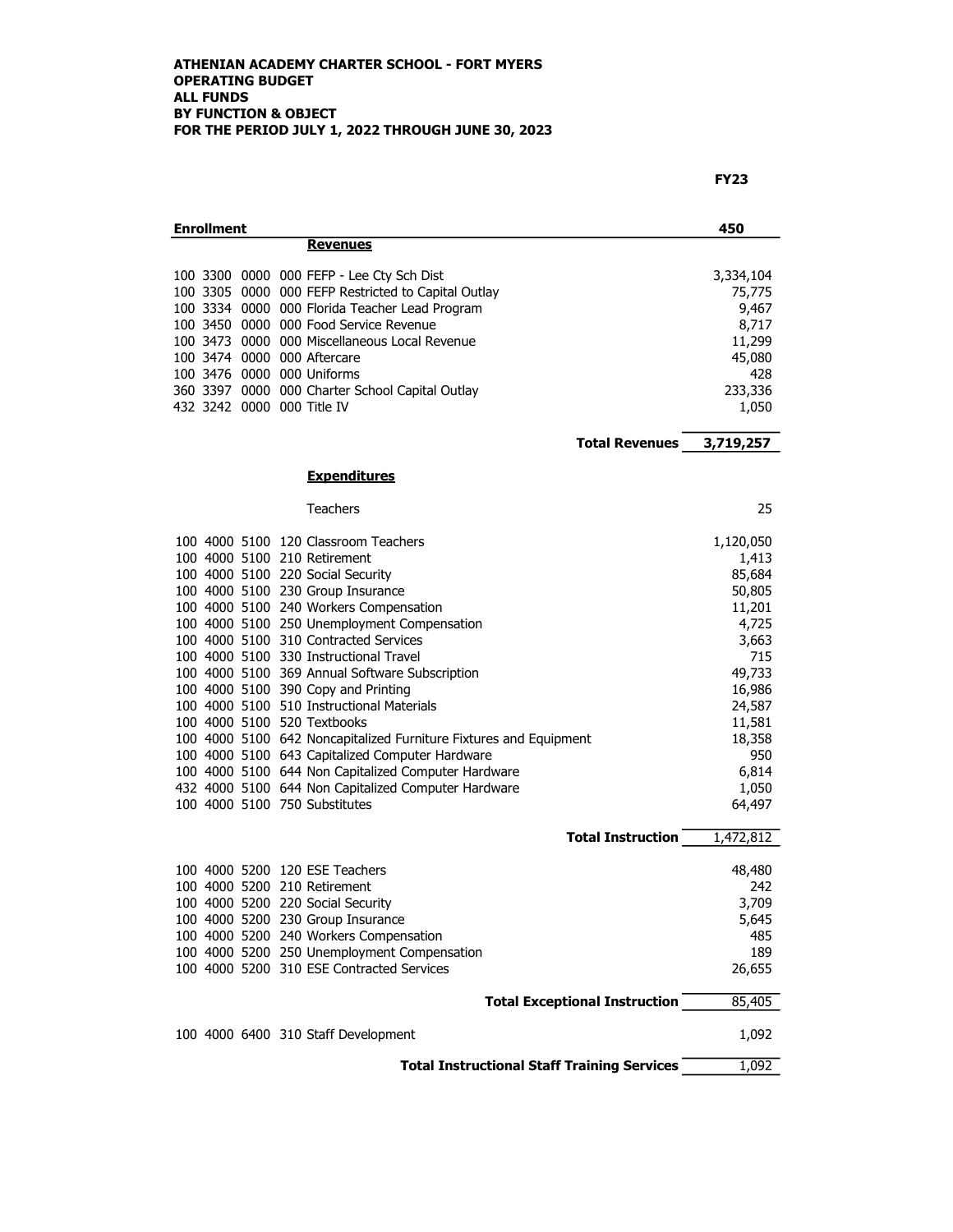**ATHENIAN ACADEMY CHARTER SCHOOL - FORT MYERS**
**OPERATING BUDGET**
**ALL FUNDS**
**BY FUNCTION & OBJECT**
**FOR THE PERIOD JULY 1, 2022 THROUGH JUNE 30, 2023**

| | | | | | **FY23** |
|---|---|---|---|---|---|
| **Enrollment** | | | | | **450** |
| | | | | **Revenues** | |
| 100 | 3300 | 0000 | 000 | FEFP - Lee Cty Sch Dist | 3,334,104 |
| 100 | 3305 | 0000 | 000 | FEFP Restricted to Capital Outlay | 75,775 |
| 100 | 3334 | 0000 | 000 | Florida Teacher Lead Program | 9,467 |
| 100 | 3450 | 0000 | 000 | Food Service Revenue | 8,717 |
| 100 | 3473 | 0000 | 000 | Miscellaneous Local Revenue | 11,299 |
| 100 | 3474 | 0000 | 000 | Aftercare | 45,080 |
| 100 | 3476 | 0000 | 000 | Uniforms | 428 |
| 360 | 3397 | 0000 | 000 | Charter School Capital Outlay | 233,336 |
| 432 | 3242 | 0000 | 000 | Title IV | 1,050 |
| | | | | **Total Revenues** | **3,719,257** |
| | | | | **Expenditures** | |
| | | | | Teachers | 25 |
| 100 | 4000 | 5100 | 120 | Classroom Teachers | 1,120,050 |
| 100 | 4000 | 5100 | 210 | Retirement | 1,413 |
| 100 | 4000 | 5100 | 220 | Social Security | 85,684 |
| 100 | 4000 | 5100 | 230 | Group Insurance | 50,805 |
| 100 | 4000 | 5100 | 240 | Workers Compensation | 11,201 |
| 100 | 4000 | 5100 | 250 | Unemployment Compensation | 4,725 |
| 100 | 4000 | 5100 | 310 | Contracted Services | 3,663 |
| 100 | 4000 | 5100 | 330 | Instructional Travel | 715 |
| 100 | 4000 | 5100 | 369 | Annual Software Subscription | 49,733 |
| 100 | 4000 | 5100 | 390 | Copy and Printing | 16,986 |
| 100 | 4000 | 5100 | 510 | Instructional Materials | 24,587 |
| 100 | 4000 | 5100 | 520 | Textbooks | 11,581 |
| 100 | 4000 | 5100 | 642 | Noncapitalized Furniture Fixtures and Equipment | 18,358 |
| 100 | 4000 | 5100 | 643 | Capitalized Computer Hardware | 950 |
| 100 | 4000 | 5100 | 644 | Non Capitalized Computer Hardware | 6,814 |
| 432 | 4000 | 5100 | 644 | Non Capitalized Computer Hardware | 1,050 |
| 100 | 4000 | 5100 | 750 | Substitutes | 64,497 |
| | | | | **Total Instruction** | 1,472,812 |
| 100 | 4000 | 5200 | 120 | ESE Teachers | 48,480 |
| 100 | 4000 | 5200 | 210 | Retirement | 242 |
| 100 | 4000 | 5200 | 220 | Social Security | 3,709 |
| 100 | 4000 | 5200 | 230 | Group Insurance | 5,645 |
| 100 | 4000 | 5200 | 240 | Workers Compensation | 485 |
| 100 | 4000 | 5200 | 250 | Unemployment Compensation | 189 |
| 100 | 4000 | 5200 | 310 | ESE Contracted Services | 26,655 |
| | | | | **Total Exceptional Instruction** | 85,405 |
| 100 | 4000 | 6400 | 310 | Staff Development | 1,092 |
| | | | | **Total Instructional Staff Training Services** | 1,092 |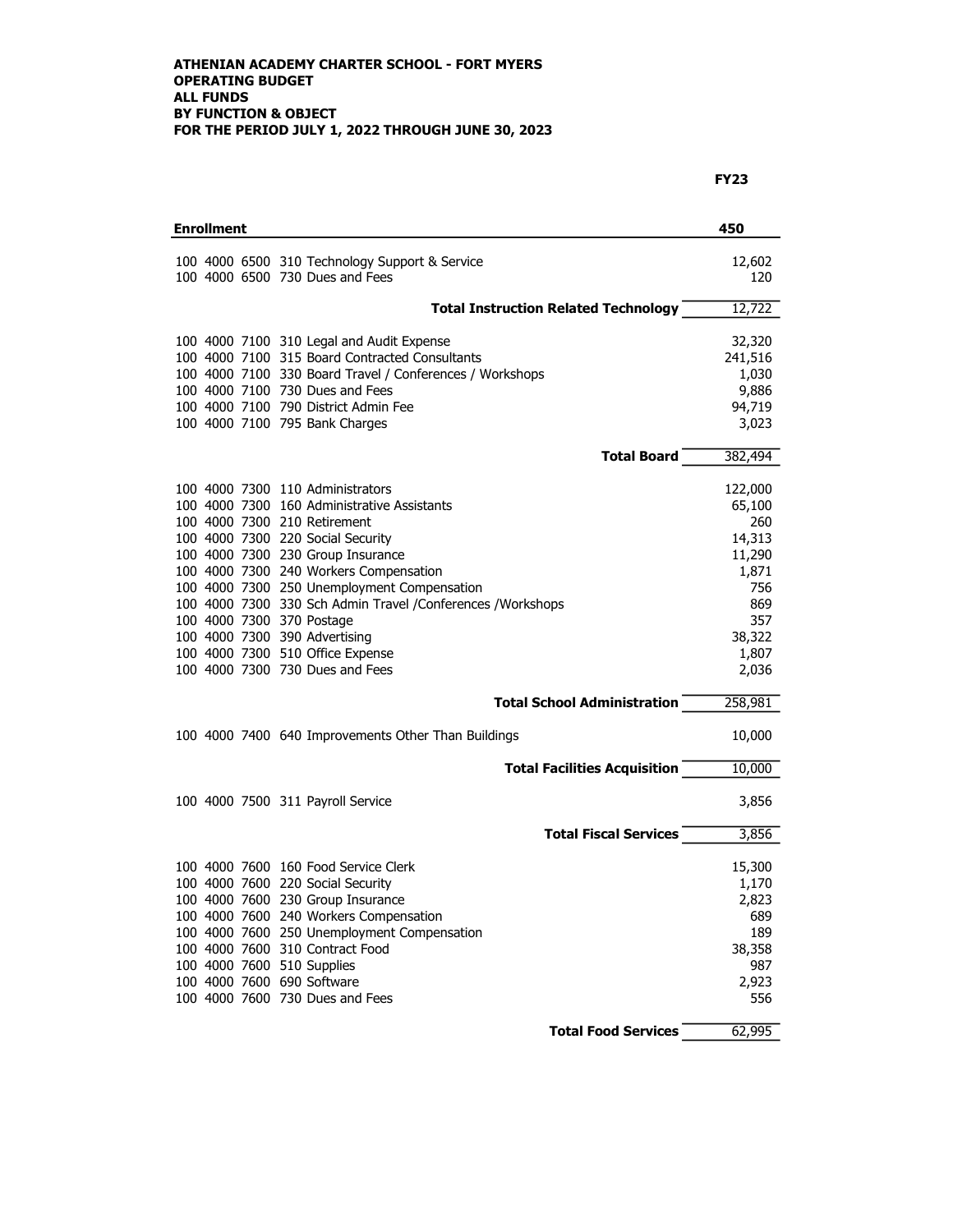**ATHENIAN ACADEMY CHARTER SCHOOL - FORT MYERS**
**OPERATING BUDGET**
**ALL FUNDS**
**BY FUNCTION & OBJECT**
**FOR THE PERIOD JULY 1, 2022 THROUGH JUNE 30, 2023**

| | **FY23** |
|---|---:|
| **Enrollment** | **450** |
| 100 4000 6500 310 Technology Support & Service | 12,602 |
| 100 4000 6500 730 Dues and Fees | 120 |
| **Total Instruction Related Technology** | 12,722 |
| 100 4000 7100 310 Legal and Audit Expense | 32,320 |
| 100 4000 7100 315 Board Contracted Consultants | 241,516 |
| 100 4000 7100 330 Board Travel / Conferences / Workshops | 1,030 |
| 100 4000 7100 730 Dues and Fees | 9,886 |
| 100 4000 7100 790 District Admin Fee | 94,719 |
| 100 4000 7100 795 Bank Charges | 3,023 |
| **Total Board** | 382,494 |
| 100 4000 7300 110 Administrators | 122,000 |
| 100 4000 7300 160 Administrative Assistants | 65,100 |
| 100 4000 7300 210 Retirement | 260 |
| 100 4000 7300 220 Social Security | 14,313 |
| 100 4000 7300 230 Group Insurance | 11,290 |
| 100 4000 7300 240 Workers Compensation | 1,871 |
| 100 4000 7300 250 Unemployment Compensation | 756 |
| 100 4000 7300 330 Sch Admin Travel /Conferences /Workshops | 869 |
| 100 4000 7300 370 Postage | 357 |
| 100 4000 7300 390 Advertising | 38,322 |
| 100 4000 7300 510 Office Expense | 1,807 |
| 100 4000 7300 730 Dues and Fees | 2,036 |
| **Total School Administration** | 258,981 |
| 100 4000 7400 640 Improvements Other Than Buildings | 10,000 |
| **Total Facilities Acquisition** | 10,000 |
| 100 4000 7500 311 Payroll Service | 3,856 |
| **Total Fiscal Services** | 3,856 |
| 100 4000 7600 160 Food Service Clerk | 15,300 |
| 100 4000 7600 220 Social Security | 1,170 |
| 100 4000 7600 230 Group Insurance | 2,823 |
| 100 4000 7600 240 Workers Compensation | 689 |
| 100 4000 7600 250 Unemployment Compensation | 189 |
| 100 4000 7600 310 Contract Food | 38,358 |
| 100 4000 7600 510 Supplies | 987 |
| 100 4000 7600 690 Software | 2,923 |
| 100 4000 7600 730 Dues and Fees | 556 |
| **Total Food Services** | 62,995 |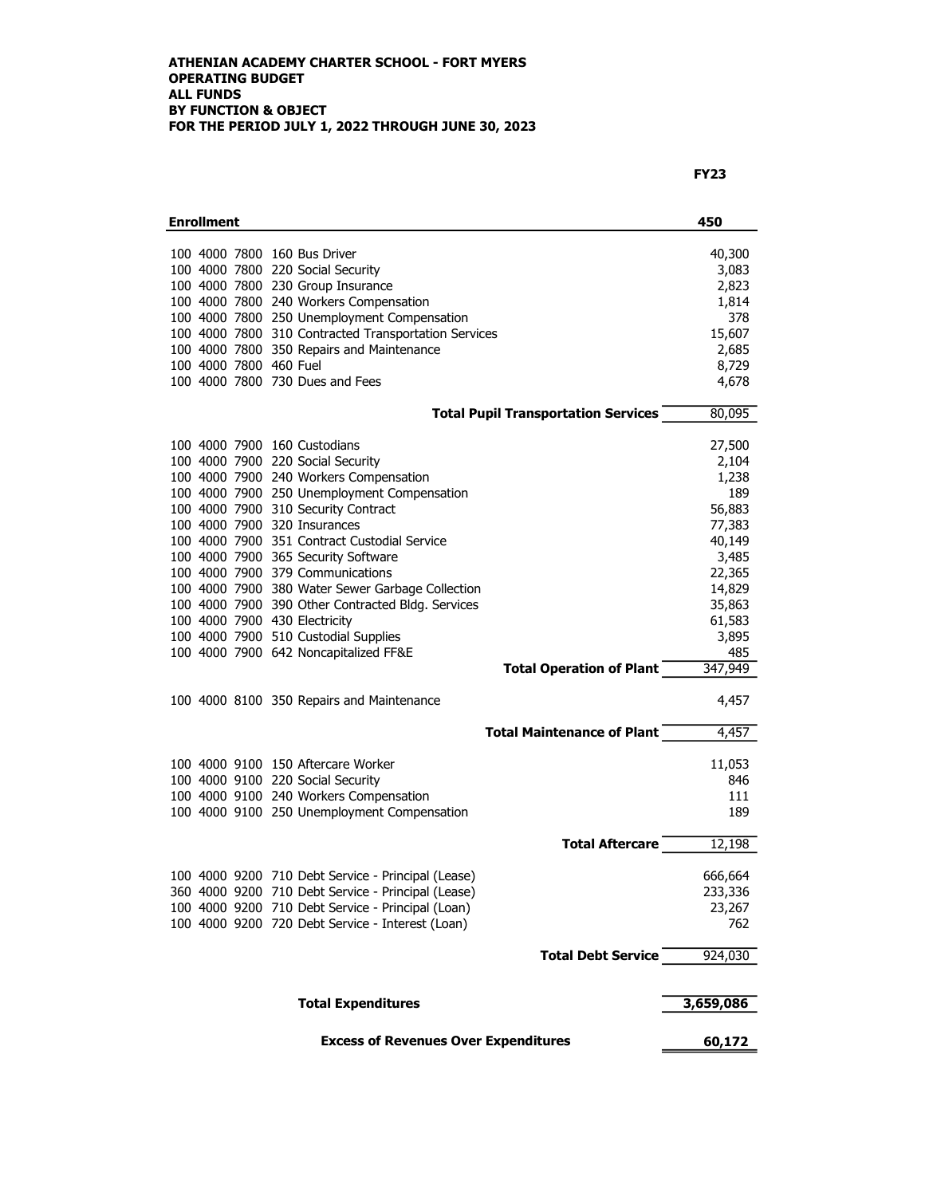**ATHENIAN ACADEMY CHARTER SCHOOL - FORT MYERS**
**OPERATING BUDGET**
**ALL FUNDS**
**BY FUNCTION & OBJECT**
**FOR THE PERIOD JULY 1, 2022 THROUGH JUNE 30, 2023**

| | **FY23** |
|---|---|
| **Enrollment** | **450** |
| 100 4000 7800 160 Bus Driver | 40,300 |
| 100 4000 7800 220 Social Security | 3,083 |
| 100 4000 7800 230 Group Insurance | 2,823 |
| 100 4000 7800 240 Workers Compensation | 1,814 |
| 100 4000 7800 250 Unemployment Compensation | 378 |
| 100 4000 7800 310 Contracted Transportation Services | 15,607 |
| 100 4000 7800 350 Repairs and Maintenance | 2,685 |
| 100 4000 7800 460 Fuel | 8,729 |
| 100 4000 7800 730 Dues and Fees | 4,678 |
| **Total Pupil Transportation Services** | 80,095 |
| 100 4000 7900 160 Custodians | 27,500 |
| 100 4000 7900 220 Social Security | 2,104 |
| 100 4000 7900 240 Workers Compensation | 1,238 |
| 100 4000 7900 250 Unemployment Compensation | 189 |
| 100 4000 7900 310 Security Contract | 56,883 |
| 100 4000 7900 320 Insurances | 77,383 |
| 100 4000 7900 351 Contract Custodial Service | 40,149 |
| 100 4000 7900 365 Security Software | 3,485 |
| 100 4000 7900 379 Communications | 22,365 |
| 100 4000 7900 380 Water Sewer Garbage Collection | 14,829 |
| 100 4000 7900 390 Other Contracted Bldg. Services | 35,863 |
| 100 4000 7900 430 Electricity | 61,583 |
| 100 4000 7900 510 Custodial Supplies | 3,895 |
| 100 4000 7900 642 Noncapitalized FF&E | 485 |
| **Total Operation of Plant** | 347,949 |
| 100 4000 8100 350 Repairs and Maintenance | 4,457 |
| **Total Maintenance of Plant** | 4,457 |
| 100 4000 9100 150 Aftercare Worker | 11,053 |
| 100 4000 9100 220 Social Security | 846 |
| 100 4000 9100 240 Workers Compensation | 111 |
| 100 4000 9100 250 Unemployment Compensation | 189 |
| **Total Aftercare** | 12,198 |
| 100 4000 9200 710 Debt Service - Principal (Lease) | 666,664 |
| 360 4000 9200 710 Debt Service - Principal (Lease) | 233,336 |
| 100 4000 9200 710 Debt Service - Principal (Loan) | 23,267 |
| 100 4000 9200 720 Debt Service - Interest (Loan) | 762 |
| **Total Debt Service** | 924,030 |
| **Total Expenditures** | **3,659,086** |
| **Excess of Revenues Over Expenditures** | **60,172** |